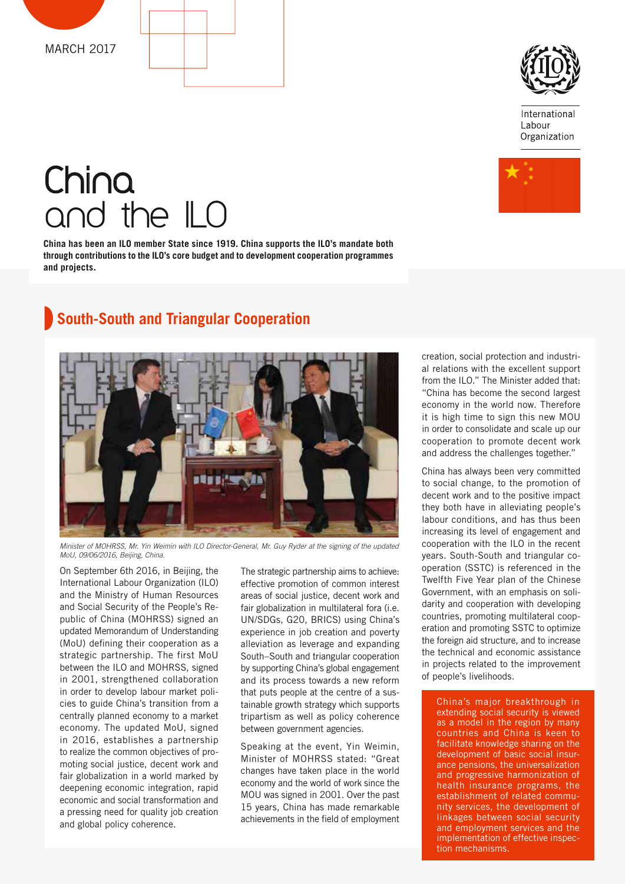MARCH 2017

International Labour Organization

# China and the ILO

**China has been an ILO member State since 1919. China supports the ILO's mandate both through contributions to the ILO's core budget and to development cooperation programmes and projects.**

## South-South and Triangular Cooperation

*Minister of MOHRSS, Mr. Yin Weimin with ILO Director-General, Mr. Guy Ryder at the signing of the updated MoU, 09/06/2016, Beijing, China.*

On September 6th 2016, in Beijing, the International Labour Organization (ILO) and the Ministry of Human Resources and Social Security of the People's Republic of China (MOHRSS) signed an updated Memorandum of Understanding (MoU) defining their cooperation as a strategic partnership. The first MoU between the ILO and MOHRSS, signed in 2001, strengthened collaboration in order to develop labour market policies to guide China's transition from a centrally planned economy to a market economy. The updated MoU, signed in 2016, establishes a partnership to realize the common objectives of promoting social justice, decent work and fair globalization in a world marked by deepening economic integration, rapid economic and social transformation and a pressing need for quality job creation and global policy coherence.

The strategic partnership aims to achieve: effective promotion of common interest areas of social justice, decent work and fair globalization in multilateral fora (i.e. UN/SDGs, G20, BRICS) using China's experience in job creation and poverty alleviation as leverage and expanding South–South and triangular cooperation by supporting China's global engagement and its process towards a new reform that puts people at the centre of a sustainable growth strategy which supports tripartism as well as policy coherence between government agencies.

Speaking at the event, Yin Weimin, Minister of MOHRSS stated: "Great changes have taken place in the world economy and the world of work since the MOU was signed in 2001. Over the past 15 years, China has made remarkable achievements in the field of employment creation, social protection and industrial relations with the excellent support from the ILO." The Minister added that: "China has become the second largest economy in the world now. Therefore it is high time to sign this new MOU in order to consolidate and scale up our cooperation to promote decent work and address the challenges together."

China has always been very committed to social change, to the promotion of decent work and to the positive impact they both have in alleviating people's labour conditions, and has thus been increasing its level of engagement and cooperation with the ILO in the recent years. South-South and triangular cooperation (SSTC) is referenced in the Twelfth Five Year plan of the Chinese Government, with an emphasis on solidarity and cooperation with developing countries, promoting multilateral cooperation and promoting SSTC to optimize the foreign aid structure, and to increase the technical and economic assistance in projects related to the improvement of people's livelihoods.

China's major breakthrough in extending social security is viewed as a model in the region by many countries and China is keen to facilitate knowledge sharing on the development of basic social insurance pensions, the universalization and progressive harmonization of health insurance programs, the establishment of related community services, the development of linkages between social security and employment services and the implementation of effective inspection mechanisms.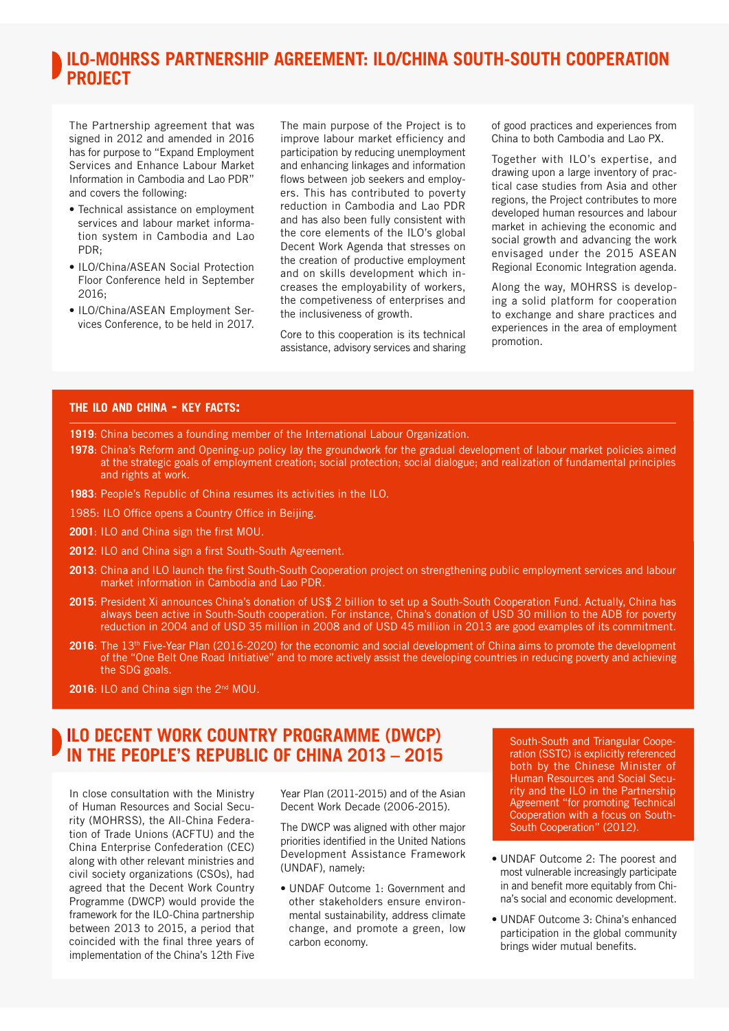## ILO-MOHRSS PARTNERSHIP AGREEMENT: ILO/CHINA SOUTH-SOUTH COOPERATION PROJECT

The Partnership agreement that was signed in 2012 and amended in 2016 has for purpose to "Expand Employment Services and Enhance Labour Market Information in Cambodia and Lao PDR" and covers the following:

- Technical assistance on employment services and labour market information system in Cambodia and Lao PDR;
- ILO/China/ASEAN Social Protection Floor Conference held in September 2016;
- ILO/China/ASEAN Employment Services Conference, to be held in 2017.

The main purpose of the Project is to improve labour market efficiency and participation by reducing unemployment and enhancing linkages and information flows between job seekers and employers. This has contributed to poverty reduction in Cambodia and Lao PDR and has also been fully consistent with the core elements of the ILO's global Decent Work Agenda that stresses on the creation of productive employment and on skills development which increases the employability of workers, the competiveness of enterprises and the inclusiveness of growth.

Core to this cooperation is its technical assistance, advisory services and sharing of good practices and experiences from China to both Cambodia and Lao PX.

Together with ILO's expertise, and drawing upon a large inventory of practical case studies from Asia and other regions, the Project contributes to more developed human resources and labour market in achieving the economic and social growth and advancing the work envisaged under the 2015 ASEAN Regional Economic Integration agenda.

Along the way, MOHRSS is developing a solid platform for cooperation to exchange and share practices and experiences in the area of employment promotion.

### THE ILO AND CHINA - KEY FACTS:

**1919**: China becomes a founding member of the International Labour Organization.

**1978**: China's Reform and Opening-up policy lay the groundwork for the gradual development of labour market policies aimed at the strategic goals of employment creation; social protection; social dialogue; and realization of fundamental principles and rights at work.

**1983**: People's Republic of China resumes its activities in the ILO.

1985: ILO Office opens a Country Office in Beijing.

**2001**: ILO and China sign the first MOU.

**2012**: ILO and China sign a first South-South Agreement.

**2013**: China and ILO launch the first South-South Cooperation project on strengthening public employment services and labour market information in Cambodia and Lao PDR.

**2015**: President Xi announces China's donation of US$ 2 billion to set up a South-South Cooperation Fund. Actually, China has always been active in South-South cooperation. For instance, China's donation of USD 30 million to the ADB for poverty reduction in 2004 and of USD 35 million in 2008 and of USD 45 million in 2013 are good examples of its commitment.

**2016**: The 13th Five-Year Plan (2016-2020) for the economic and social development of China aims to promote the development of the "One Belt One Road Initiative" and to more actively assist the developing countries in reducing poverty and achieving the SDG goals.

**2016**: ILO and China sign the 2nd MOU.

## ILO DECENT WORK COUNTRY PROGRAMME (DWCP) IN THE PEOPLE'S REPUBLIC OF CHINA 2013 – 2015

In close consultation with the Ministry of Human Resources and Social Security (MOHRSS), the All-China Federation of Trade Unions (ACFTU) and the China Enterprise Confederation (CEC) along with other relevant ministries and civil society organizations (CSOs), had agreed that the Decent Work Country Programme (DWCP) would provide the framework for the ILO-China partnership between 2013 to 2015, a period that coincided with the final three years of implementation of the China's 12th Five Year Plan (2011-2015) and of the Asian Decent Work Decade (2006-2015).

The DWCP was aligned with other major priorities identified in the United Nations Development Assistance Framework (UNDAF), namely:

- UNDAF Outcome 1: Government and other stakeholders ensure environmental sustainability, address climate change, and promote a green, low carbon economy.
- UNDAF Outcome 2: The poorest and most vulnerable increasingly participate in and benefit more equitably from China's social and economic development.
- UNDAF Outcome 3: China's enhanced participation in the global community brings wider mutual benefits.

South-South and Triangular Cooperation (SSTC) is explicitly referenced both by the Chinese Minister of Human Resources and Social Security and the ILO in the Partnership Agreement "for promoting Technical Cooperation with a focus on South-South Cooperation" (2012).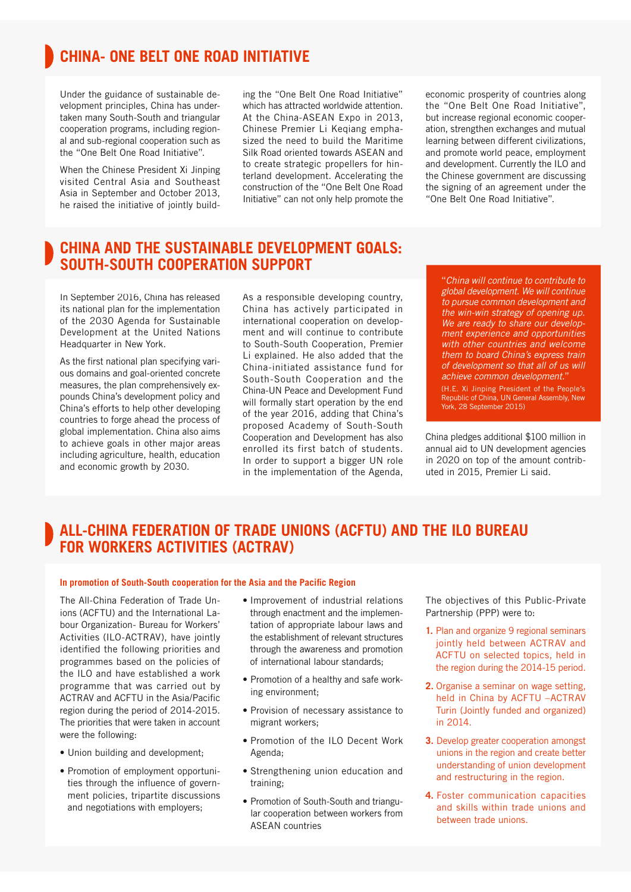## CHINA- ONE BELT ONE ROAD INITIATIVE

Under the guidance of sustainable development principles, China has undertaken many South-South and triangular cooperation programs, including regional and sub-regional cooperation such as the "One Belt One Road Initiative".

When the Chinese President Xi Jinping visited Central Asia and Southeast Asia in September and October 2013, he raised the initiative of jointly building the "One Belt One Road Initiative" which has attracted worldwide attention. At the China-ASEAN Expo in 2013, Chinese Premier Li Keqiang emphasized the need to build the Maritime Silk Road oriented towards ASEAN and to create strategic propellers for hinterland development. Accelerating the construction of the "One Belt One Road Initiative" can not only help promote the economic prosperity of countries along the "One Belt One Road Initiative", but increase regional economic cooperation, strengthen exchanges and mutual learning between different civilizations, and promote world peace, employment and development. Currently the ILO and the Chinese government are discussing the signing of an agreement under the "One Belt One Road Initiative".

## CHINA AND THE SUSTAINABLE DEVELOPMENT GOALS: SOUTH-SOUTH COOPERATION SUPPORT

In September 2016, China has released its national plan for the implementation of the 2030 Agenda for Sustainable Development at the United Nations Headquarter in New York.

As the first national plan specifying various domains and goal-oriented concrete measures, the plan comprehensively expounds China's development policy and China's efforts to help other developing countries to forge ahead the process of global implementation. China also aims to achieve goals in other major areas including agriculture, health, education and economic growth by 2030.

As a responsible developing country, China has actively participated in international cooperation on development and will continue to contribute to South-South Cooperation, Premier Li explained. He also added that the China-initiated assistance fund for South-South Cooperation and the China-UN Peace and Development Fund will formally start operation by the end of the year 2016, adding that China's proposed Academy of South-South Cooperation and Development has also enrolled its first batch of students. In order to support a bigger UN role in the implementation of the Agenda, China pledges additional $100 million in annual aid to UN development agencies in 2020 on top of the amount contributed in 2015, Premier Li said.

> *"China will continue to contribute to global development. We will continue to pursue common development and the win-win strategy of opening up. We are ready to share our development experience and opportunities with other countries and welcome them to board China's express train of development so that all of us will achieve common development."*
>
> (H.E. Xi Jinping President of the People's Republic of China, UN General Assembly, New York, 28 September 2015)

## ALL-CHINA FEDERATION OF TRADE UNIONS (ACFTU) AND THE ILO BUREAU FOR WORKERS ACTIVITIES (ACTRAV)

**In promotion of South-South cooperation for the Asia and the Pacific Region**

The All-China Federation of Trade Unions (ACFTU) and the International Labour Organization- Bureau for Workers' Activities (ILO-ACTRAV), have jointly identified the following priorities and programmes based on the policies of the ILO and have established a work programme that was carried out by ACTRAV and ACFTU in the Asia/Pacific region during the period of 2014-2015. The priorities that were taken in account were the following:

- Union building and development;
- Promotion of employment opportunities through the influence of government policies, tripartite discussions and negotiations with employers;
- Improvement of industrial relations through enactment and the implementation of appropriate labour laws and the establishment of relevant structures through the awareness and promotion of international labour standards;
- Promotion of a healthy and safe working environment;
- Provision of necessary assistance to migrant workers;
- Promotion of the ILO Decent Work Agenda;
- Strengthening union education and training;
- Promotion of South-South and triangular cooperation between workers from ASEAN countries

The objectives of this Public-Private Partnership (PPP) were to:

1. Plan and organize 9 regional seminars jointly held between ACTRAV and ACFTU on selected topics, held in the region during the 2014-15 period.
2. Organise a seminar on wage setting, held in China by ACFTU –ACTRAV Turin (Jointly funded and organized) in 2014.
3. Develop greater cooperation amongst unions in the region and create better understanding of union development and restructuring in the region.
4. Foster communication capacities and skills within trade unions and between trade unions.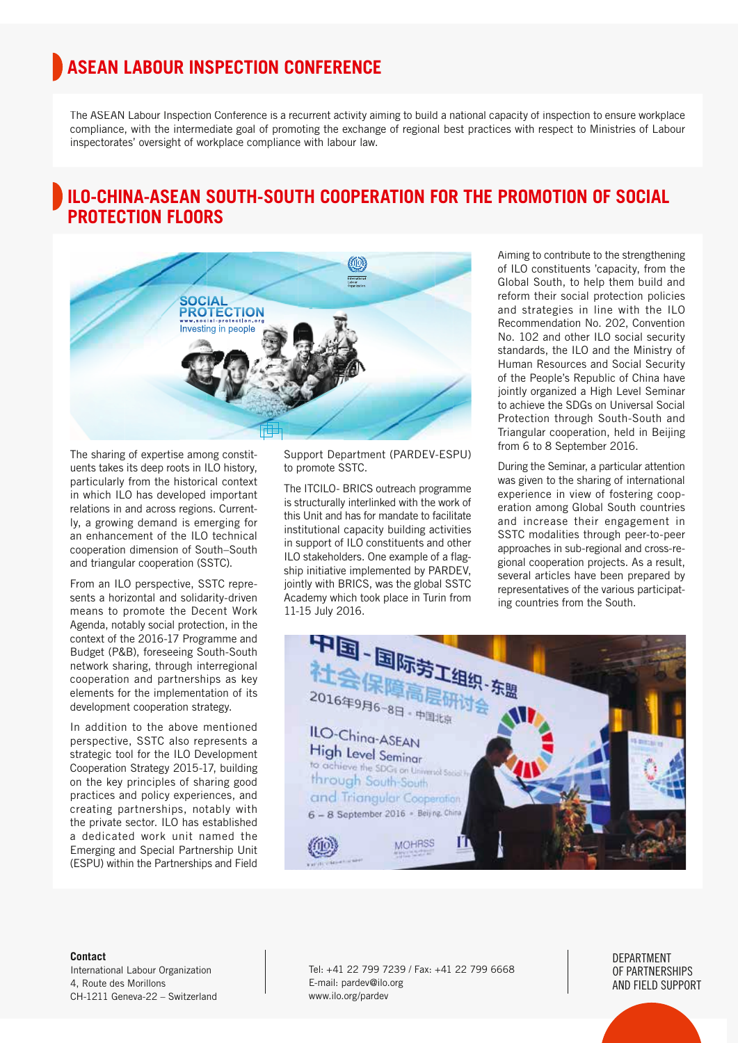## ASEAN LABOUR INSPECTION CONFERENCE

The ASEAN Labour Inspection Conference is a recurrent activity aiming to build a national capacity of inspection to ensure workplace compliance, with the intermediate goal of promoting the exchange of regional best practices with respect to Ministries of Labour inspectorates' oversight of workplace compliance with labour law.

## ILO-CHINA-ASEAN SOUTH-SOUTH COOPERATION FOR THE PROMOTION OF SOCIAL PROTECTION FLOORS

The sharing of expertise among constituents takes its deep roots in ILO history, particularly from the historical context in which ILO has developed important relations in and across regions. Currently, a growing demand is emerging for an enhancement of the ILO technical cooperation dimension of South–South and triangular cooperation (SSTC).

From an ILO perspective, SSTC represents a horizontal and solidarity-driven means to promote the Decent Work Agenda, notably social protection, in the context of the 2016-17 Programme and Budget (P&B), foreseeing South-South network sharing, through interregional cooperation and partnerships as key elements for the implementation of its development cooperation strategy.

In addition to the above mentioned perspective, SSTC also represents a strategic tool for the ILO Development Cooperation Strategy 2015-17, building on the key principles of sharing good practices and policy experiences, and creating partnerships, notably with the private sector. ILO has established a dedicated work unit named the Emerging and Special Partnership Unit (ESPU) within the Partnerships and Field Support Department (PARDEV-ESPU) to promote SSTC.

The ITCILO- BRICS outreach programme is structurally interlinked with the work of this Unit and has for mandate to facilitate institutional capacity building activities in support of ILO constituents and other ILO stakeholders. One example of a flagship initiative implemented by PARDEV, jointly with BRICS, was the global SSTC Academy which took place in Turin from 11-15 July 2016.

Aiming to contribute to the strengthening of ILO constituents 'capacity, from the Global South, to help them build and reform their social protection policies and strategies in line with the ILO Recommendation No. 202, Convention No. 102 and other ILO social security standards, the ILO and the Ministry of Human Resources and Social Security of the People's Republic of China have jointly organized a High Level Seminar to achieve the SDGs on Universal Social Protection through South-South and Triangular cooperation, held in Beijing from 6 to 8 September 2016.

During the Seminar, a particular attention was given to the sharing of international experience in view of fostering cooperation among Global South countries and increase their engagement in SSTC modalities through peer-to-peer approaches in sub-regional and cross-regional cooperation projects. As a result, several articles have been prepared by representatives of the various participating countries from the South.

**Contact**
International Labour Organization
4, Route des Morillons
CH-1211 Geneva-22 – Switzerland

Tel: +41 22 799 7239 / Fax: +41 22 799 6668
E-mail: pardev@ilo.org
www.ilo.org/pardev

DEPARTMENT OF PARTNERSHIPS AND FIELD SUPPORT